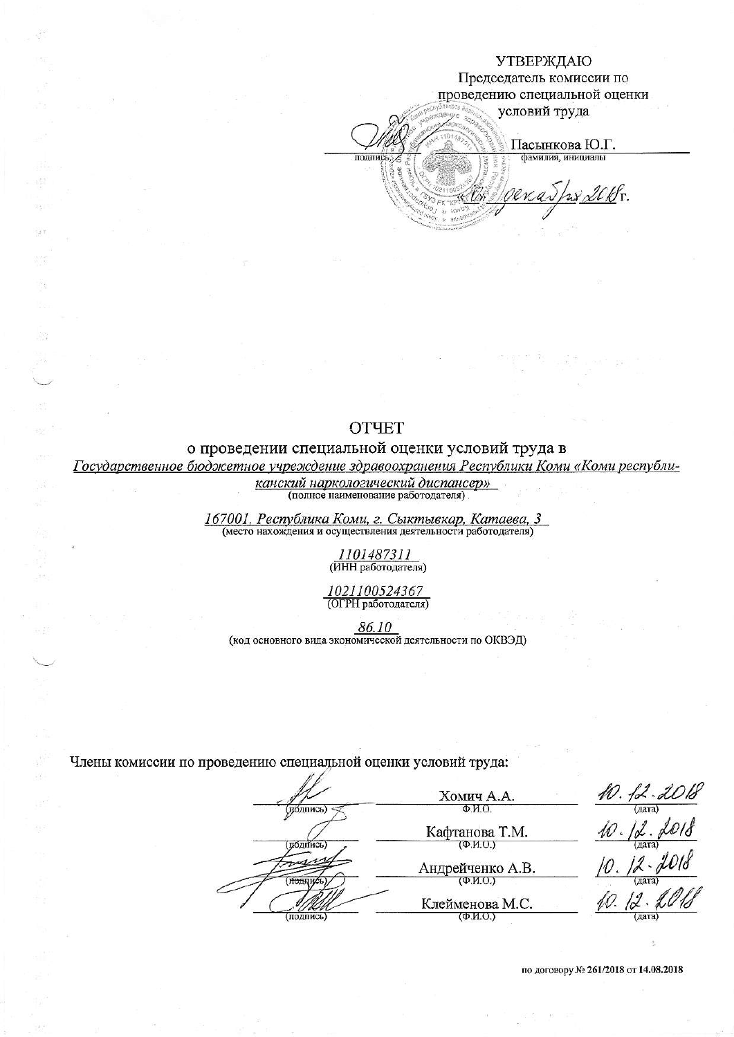УТВЕРЖДАЮ

Председатель комиссии по проведению специальной оценки условий труда

_______________ Пасынкова Ю.Г.
(подпись) (фамилия, инициалы)

«10» декабря 2018 г.

# ОТЧЕТ

## о проведении специальной оценки условий труда в

*Государственное бюджетное учреждение здравоохранения Республики Коми «Коми республиканский наркологический диспансер»*
(полное наименование работодателя)

*167001, Республика Коми, г. Сыктывкар, Катаева, 3*
(место нахождения и осуществления деятельности работодателя)

*1101487311*
(ИНН работодателя)

*1021100524367*
(ОГРН работодателя)

*86.10*
(код основного вида экономической деятельности по ОКВЭД)

Члены комиссии по проведению специальной оценки условий труда:

| (подпись) | (Ф.И.О.) | (дата) |
|---|---|---|
| | Хомич А.А. | 10.12.2018 |
| | Кафтанова Т.М. | 10.12.2018 |
| | Андрейченко А.В. | 10.12.2018 |
| | Клейменова М.С. | 10.12.2018 |

по договору № 261/2018 от 14.08.2018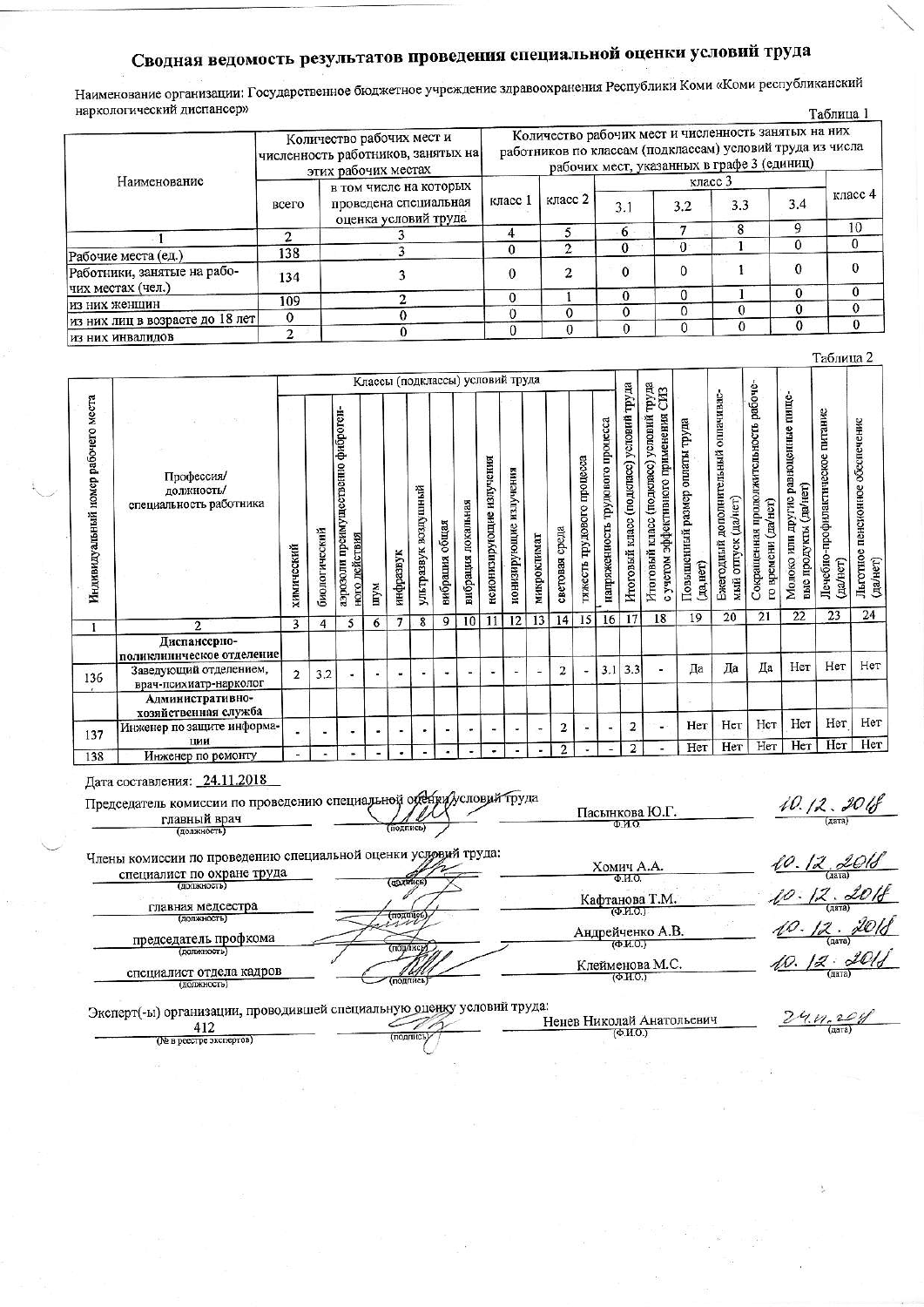# Сводная ведомость результатов проведения специальной оценки условий труда

Наименование организации: Государственное бюджетное учреждение здравоохранения Республики Коми «Коми республиканский наркологический диспансер»

Таблица 1

| Наименование | Количество рабочих мест и численность работников, занятых на этих рабочих местах | | Количество рабочих мест и численность занятых на них работников по классам (подклассам) условий труда из числа рабочих мест, указанных в графе 3 (единиц) | | | | | | |
|---|---|---|---|---|---|---|---|---|---|
| | всего | в том числе на которых проведена специальная оценка условий труда | класс 1 | класс 2 | класс 3 | | | | класс 4 |
| | | | | | 3.1 | 3.2 | 3.3 | 3.4 | |
| 1 | 2 | 3 | 4 | 5 | 6 | 7 | 8 | 9 | 10 |
| Рабочие места (ед.) | 138 | 3 | 0 | 2 | 0 | 0 | 1 | 0 | 0 |
| Работники, занятые на рабочих местах (чел.) | 134 | 3 | 0 | 2 | 0 | 0 | 1 | 0 | 0 |
| из них женщин | 109 | 2 | 0 | 1 | 0 | 0 | 1 | 0 | 0 |
| из них лиц в возрасте до 18 лет | 0 | 0 | 0 | 0 | 0 | 0 | 0 | 0 | 0 |
| из них инвалидов | 2 | 0 | 0 | 0 | 0 | 0 | 0 | 0 | 0 |

Таблица 2

| Индивидуальный номер рабочего места | Профессия/ должность/ специальность работника | химический | биологический | аэрозоли преимущественно фиброгенного действия | шум | инфразвук | ультразвук воздушный | вибрация общая | вибрация локальная | неионизирующие излучения | ионизирующие излучения | микроклимат | световая среда | тяжесть трудового процесса | напряженность трудового процесса | Итоговый класс (подкласс) условий труда | Итоговый класс (подкласс) условий труда с учетом эффективного применения СИЗ | Повышенный размер оплаты труда (да,нет) | Ежегодный дополнительный оплачиваемый отпуск (да/нет) | Сокращенная продолжительность рабочего времени (да/нет) | Молоко или другие равноценные пищевые продукты (да/нет) | Лечебно-профилактическое питание (да/нет) | Льготное пенсионное обеспечение (да/нет) |
|---|---|---|---|---|---|---|---|---|---|---|---|---|---|---|---|---|---|---|---|---|---|---|---|
| | | Классы (подклассы) условий труда | | | | | | | | | | | | | | | | | | | | | |
| 1 | 2 | 3 | 4 | 5 | 6 | 7 | 8 | 9 | 10 | 11 | 12 | 13 | 14 | 15 | 16 | 17 | 18 | 19 | 20 | 21 | 22 | 23 | 24 |
| | **Диспансерно-поликлиническое отделение** | | | | | | | | | | | | | | | | | | | | | | |
| 136 | Заведующий отделением, врач-психиатр-нарколог | 2 | 3.2 | - | - | - | - | - | - | - | - | - | 2 | - | 3.1 | 3.3 | - | Да | Да | Да | Нет | Нет | Нет |
| | **Административно-хозяйственная служба** | | | | | | | | | | | | | | | | | | | | | | |
| 137 | Инженер по защите информации | - | - | - | - | - | - | - | - | - | - | - | 2 | - | - | 2 | - | Нет | Нет | Нет | Нет | Нет | Нет |
| 138 | Инженер по ремонту | - | - | - | - | - | - | - | - | - | - | - | 2 | - | - | 2 | - | Нет | Нет | Нет | Нет | Нет | Нет |

Дата составления: 24.11.2018

Председатель комиссии по проведению специальной оценки условий труда

главный врач (должность) — (подпись) — Пасынкова Ю.Г. (Ф.И.О.) — 10.12.2018 (дата)

Члены комиссии по проведению специальной оценки условий труда:

специалист по охране труда (должность) — (подпись) — Хомич А.А. (Ф.И.О.) — 10.12.2018 (дата)

главная медсестра (должность) — (подпись) — Кафтанова Т.М. (Ф.И.О.) — 10.12.2018 (дата)

председатель профкома (должность) — (подпись) — Андрейченко А.В. (Ф.И.О.) — 10.12.2018 (дата)

специалист отдела кадров (должность) — (подпись) — Клейменова М.С. (Ф.И.О.) — 10.12.2018 (дата)

Эксперт(-ы) организации, проводившей специальную оценку условий труда:

412 (№ в реестре экспертов) — (подпись) — Ненев Николай Анатольевич (Ф.И.О.) — 24.11.2018 (дата)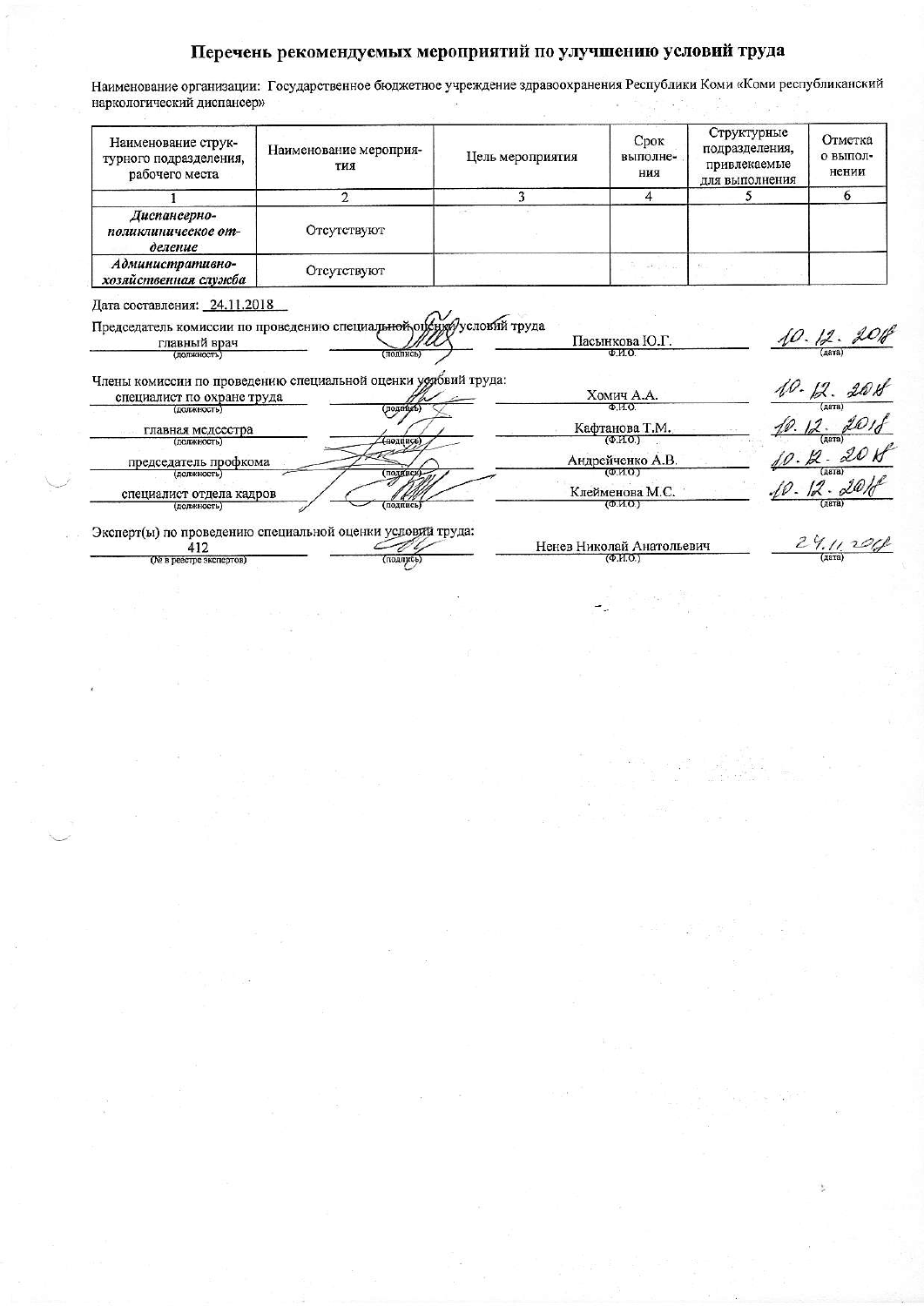# Перечень рекомендуемых мероприятий по улучшению условий труда

Наименование организации: Государственное бюджетное учреждение здравоохранения Республики Коми «Коми республиканский наркологический диспансер»

| Наименование структурного подразделения, рабочего места | Наименование мероприятия | Цель мероприятия | Срок выполнения | Структурные подразделения, привлекаемые для выполнения | Отметка о выполнении |
|---|---|---|---|---|---|
| 1 | 2 | 3 | 4 | 5 | 6 |
| ***Диспансерно-поликлиническое отделение*** | Отсутствуют | | | | |
| ***Административно-хозяйственная служба*** | Отсутствуют | | | | |

Дата составления: 24.11.2018

Председатель комиссии по проведению специальной оценки условий труда

| (должность) | (подпись) | (Ф.И.О.) | (дата) |
|---|---|---|---|
| главный врач | | Пасынкова Ю.Г. | 10.12.2018 |

Члены комиссии по проведению специальной оценки условий труда:

| (должность) | (подпись) | (Ф.И.О.) | (дата) |
|---|---|---|---|
| специалист по охране труда | | Хомич А.А. | 10.12.2018 |
| главная медсестра | | Кафтанова Т.М. | 10.12.2018 |
| председатель профкома | | Андрейченко А.В. | 10.12.2018 |
| специалист отдела кадров | | Клейменова М.С. | 10.12.2018 |

Эксперт(ы) по проведению специальной оценки условий труда:

| (№ в реестре экспертов) | (подпись) | (Ф.И.О.) | (дата) |
|---|---|---|---|
| 412 | | Ненев Николай Анатольевич | 24.11.2018 |